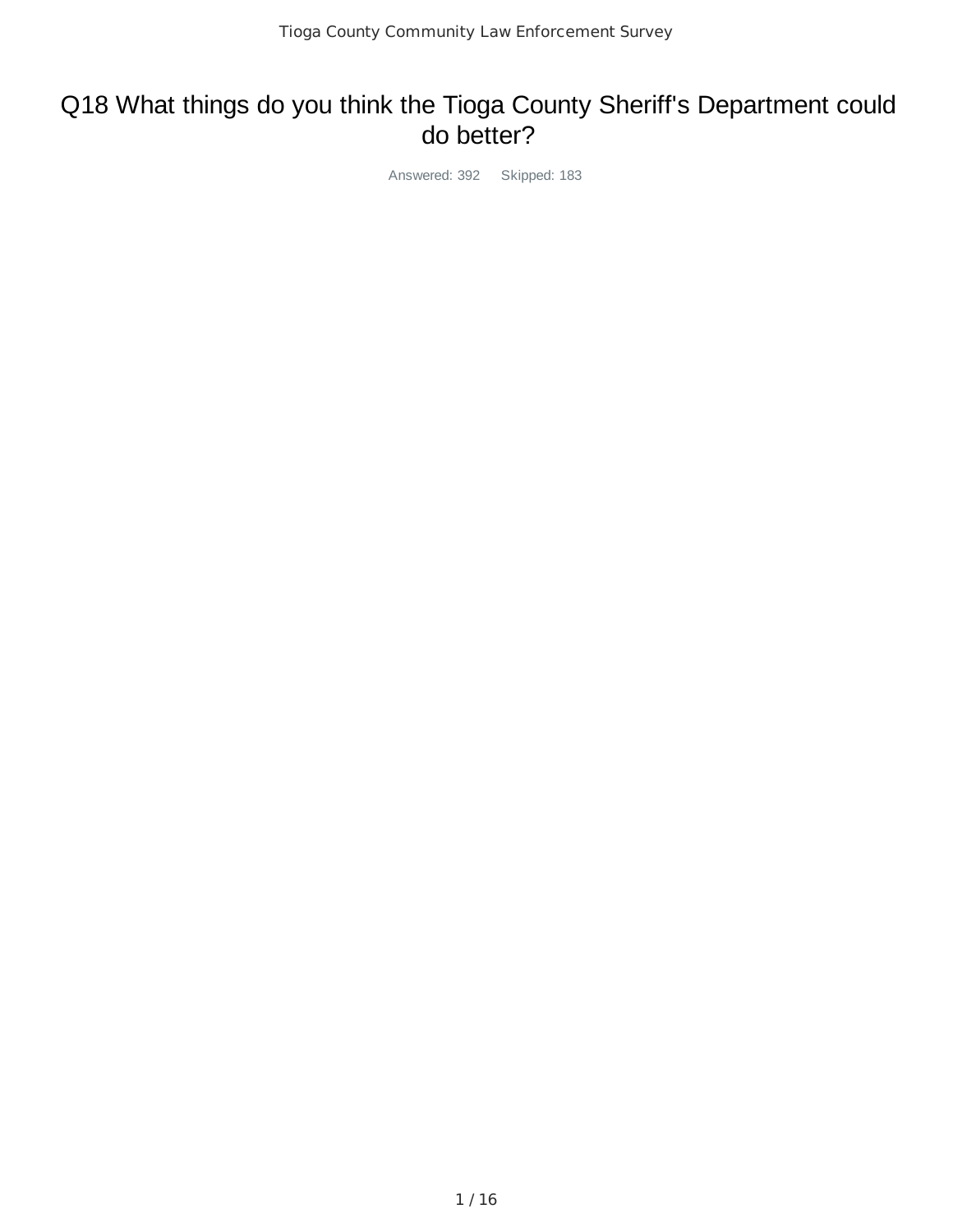# Q18 What things do you think the Tioga County Sheriff's Department could do better?

Answered: 392 Skipped: 183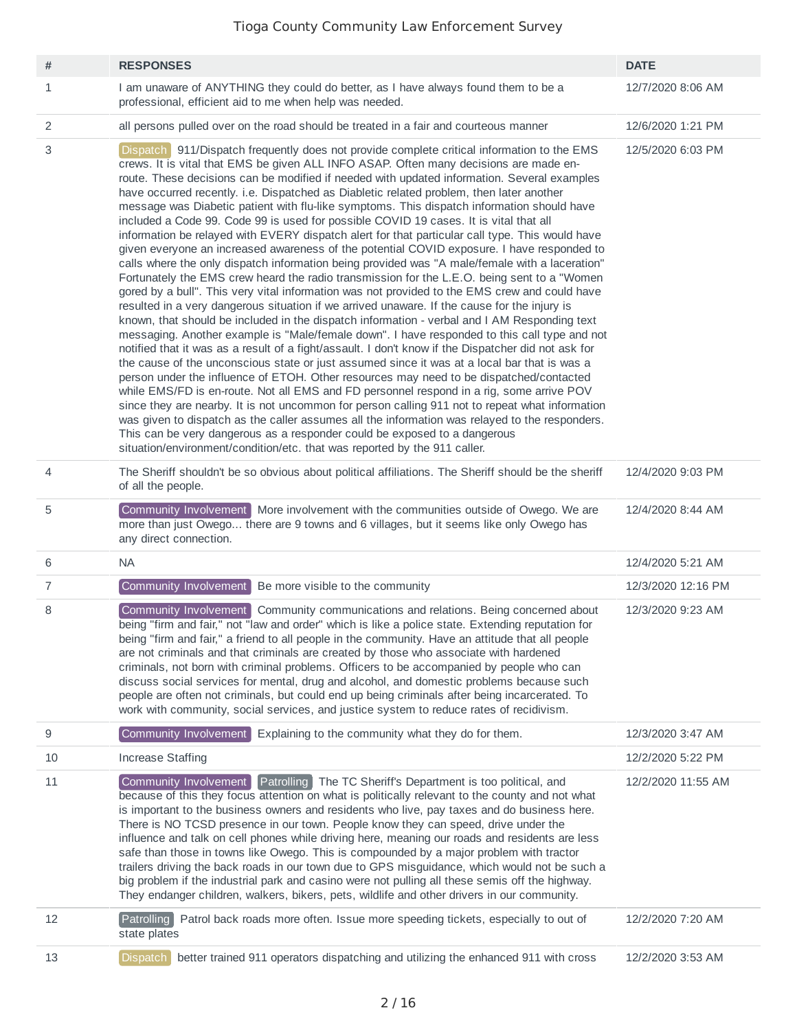# Tioga County Community Law Enforcement Survey

| # | RESPONSES | DATE |
|---|---|---|
| 1 | I am unaware of ANYTHING they could do better, as I have always found them to be a professional, efficient aid to me when help was needed. | 12/7/2020 8:06 AM |
| 2 | all persons pulled over on the road should be treated in a fair and courteous manner | 12/6/2020 1:21 PM |
| 3 | Dispatch 911/Dispatch frequently does not provide complete critical information to the EMS crews. It is vital that EMS be given ALL INFO ASAP. Often many decisions are made en-route. These decisions can be modified if needed with updated information. Several examples have occurred recently. i.e. Dispatched as Diabletic related problem, then later another message was Diabetic patient with flu-like symptoms. This dispatch information should have included a Code 99. Code 99 is used for possible COVID 19 cases. It is vital that all information be relayed with EVERY dispatch alert for that particular call type. This would have given everyone an increased awareness of the potential COVID exposure. I have responded to calls where the only dispatch information being provided was "A male/female with a laceration" Fortunately the EMS crew heard the radio transmission for the L.E.O. being sent to a "Women gored by a bull". This very vital information was not provided to the EMS crew and could have resulted in a very dangerous situation if we arrived unaware. If the cause for the injury is known, that should be included in the dispatch information - verbal and I AM Responding text messaging. Another example is "Male/female down". I have responded to this call type and not notified that it was as a result of a fight/assault. I don't know if the Dispatcher did not ask for the cause of the unconscious state or just assumed since it was at a local bar that is was a person under the influence of ETOH. Other resources may need to be dispatched/contacted while EMS/FD is en-route. Not all EMS and FD personnel respond in a rig, some arrive POV since they are nearby. It is not uncommon for person calling 911 not to repeat what information was given to dispatch as the caller assumes all the information was relayed to the responders. This can be very dangerous as a responder could be exposed to a dangerous situation/environment/condition/etc. that was reported by the 911 caller. | 12/5/2020 6:03 PM |
| 4 | The Sheriff shouldn't be so obvious about political affiliations. The Sheriff should be the sheriff of all the people. | 12/4/2020 9:03 PM |
| 5 | Community Involvement More involvement with the communities outside of Owego. We are more than just Owego... there are 9 towns and 6 villages, but it seems like only Owego has any direct connection. | 12/4/2020 8:44 AM |
| 6 | NA | 12/4/2020 5:21 AM |
| 7 | Community Involvement Be more visible to the community | 12/3/2020 12:16 PM |
| 8 | Community Involvement Community communications and relations. Being concerned about being "firm and fair," not "law and order" which is like a police state. Extending reputation for being "firm and fair," a friend to all people in the community. Have an attitude that all people are not criminals and that criminals are created by those who associate with hardened criminals, not born with criminal problems. Officers to be accompanied by people who can discuss social services for mental, drug and alcohol, and domestic problems because such people are often not criminals, but could end up being criminals after being incarcerated. To work with community, social services, and justice system to reduce rates of recidivism. | 12/3/2020 9:23 AM |
| 9 | Community Involvement Explaining to the community what they do for them. | 12/3/2020 3:47 AM |
| 10 | Increase Staffing | 12/2/2020 5:22 PM |
| 11 | Community Involvement Patrolling The TC Sheriff's Department is too political, and because of this they focus attention on what is politically relevant to the county and not what is important to the business owners and residents who live, pay taxes and do business here. There is NO TCSD presence in our town. People know they can speed, drive under the influence and talk on cell phones while driving here, meaning our roads and residents are less safe than those in towns like Owego. This is compounded by a major problem with tractor trailers driving the back roads in our town due to GPS misguidance, which would not be such a big problem if the industrial park and casino were not pulling all these semis off the highway. They endanger children, walkers, bikers, pets, wildlife and other drivers in our community. | 12/2/2020 11:55 AM |
| 12 | Patrolling Patrol back roads more often. Issue more speeding tickets, especially to out of state plates | 12/2/2020 7:20 AM |
| 13 | Dispatch better trained 911 operators dispatching and utilizing the enhanced 911 with cross | 12/2/2020 3:53 AM |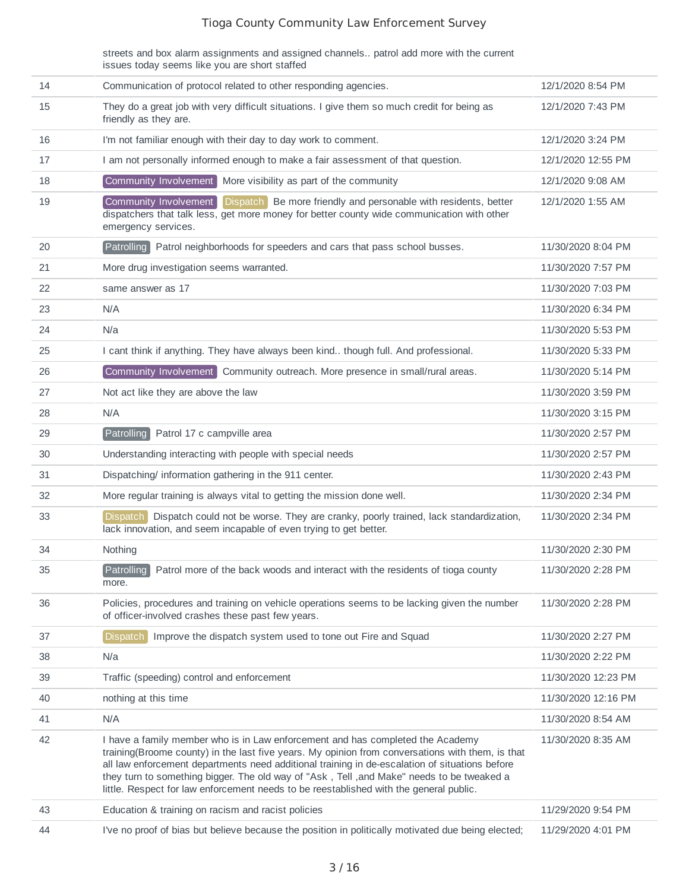| | | |
|---|---|---|
| | streets and box alarm assignments and assigned channels.. patrol add more with the current issues today seems like you are short staffed | |
| 14 | Communication of protocol related to other responding agencies. | 12/1/2020 8:54 PM |
| 15 | They do a great job with very difficult situations. I give them so much credit for being as friendly as they are. | 12/1/2020 7:43 PM |
| 16 | I'm not familiar enough with their day to day work to comment. | 12/1/2020 3:24 PM |
| 17 | I am not personally informed enough to make a fair assessment of that question. | 12/1/2020 12:55 PM |
| 18 | Community Involvement More visibility as part of the community | 12/1/2020 9:08 AM |
| 19 | Community Involvement Dispatch Be more friendly and personable with residents, better dispatchers that talk less, get more money for better county wide communication with other emergency services. | 12/1/2020 1:55 AM |
| 20 | Patrolling Patrol neighborhoods for speeders and cars that pass school busses. | 11/30/2020 8:04 PM |
| 21 | More drug investigation seems warranted. | 11/30/2020 7:57 PM |
| 22 | same answer as 17 | 11/30/2020 7:03 PM |
| 23 | N/A | 11/30/2020 6:34 PM |
| 24 | N/a | 11/30/2020 5:53 PM |
| 25 | I cant think if anything. They have always been kind.. though full. And professional. | 11/30/2020 5:33 PM |
| 26 | Community Involvement Community outreach. More presence in small/rural areas. | 11/30/2020 5:14 PM |
| 27 | Not act like they are above the law | 11/30/2020 3:59 PM |
| 28 | N/A | 11/30/2020 3:15 PM |
| 29 | Patrolling Patrol 17 c campville area | 11/30/2020 2:57 PM |
| 30 | Understanding interacting with people with special needs | 11/30/2020 2:57 PM |
| 31 | Dispatching/ information gathering in the 911 center. | 11/30/2020 2:43 PM |
| 32 | More regular training is always vital to getting the mission done well. | 11/30/2020 2:34 PM |
| 33 | Dispatch Dispatch could not be worse. They are cranky, poorly trained, lack standardization, lack innovation, and seem incapable of even trying to get better. | 11/30/2020 2:34 PM |
| 34 | Nothing | 11/30/2020 2:30 PM |
| 35 | Patrolling Patrol more of the back woods and interact with the residents of tioga county more. | 11/30/2020 2:28 PM |
| 36 | Policies, procedures and training on vehicle operations seems to be lacking given the number of officer-involved crashes these past few years. | 11/30/2020 2:28 PM |
| 37 | Dispatch Improve the dispatch system used to tone out Fire and Squad | 11/30/2020 2:27 PM |
| 38 | N/a | 11/30/2020 2:22 PM |
| 39 | Traffic (speeding) control and enforcement | 11/30/2020 12:23 PM |
| 40 | nothing at this time | 11/30/2020 12:16 PM |
| 41 | N/A | 11/30/2020 8:54 AM |
| 42 | I have a family member who is in Law enforcement and has completed the Academy training(Broome county) in the last five years. My opinion from conversations with them, is that all law enforcement departments need additional training in de-escalation of situations before they turn to something bigger. The old way of "Ask , Tell ,and Make" needs to be tweaked a little. Respect for law enforcement needs to be reestablished with the general public. | 11/30/2020 8:35 AM |
| 43 | Education & training on racism and racist policies | 11/29/2020 9:54 PM |
| 44 | I've no proof of bias but believe because the position in politically motivated due being elected; | 11/29/2020 4:01 PM |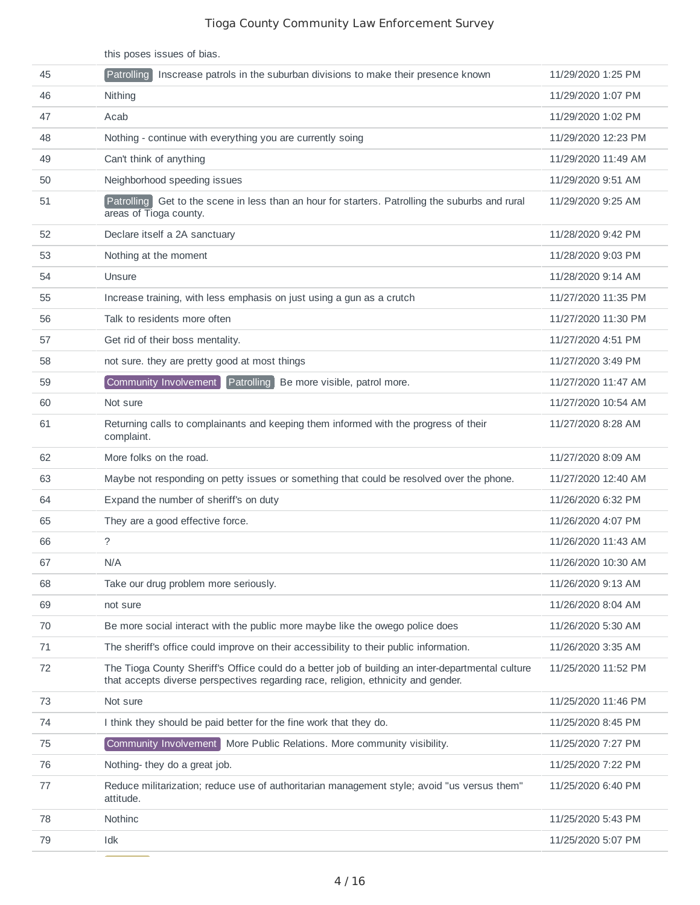| | this poses issues of bias. | |
|---|---|---|
| 45 | Patrolling Inscrease patrols in the suburban divisions to make their presence known | 11/29/2020 1:25 PM |
| 46 | Nithing | 11/29/2020 1:07 PM |
| 47 | Acab | 11/29/2020 1:02 PM |
| 48 | Nothing - continue with everything you are currently soing | 11/29/2020 12:23 PM |
| 49 | Can't think of anything | 11/29/2020 11:49 AM |
| 50 | Neighborhood speeding issues | 11/29/2020 9:51 AM |
| 51 | Patrolling Get to the scene in less than an hour for starters. Patrolling the suburbs and rural areas of Tioga county. | 11/29/2020 9:25 AM |
| 52 | Declare itself a 2A sanctuary | 11/28/2020 9:42 PM |
| 53 | Nothing at the moment | 11/28/2020 9:03 PM |
| 54 | Unsure | 11/28/2020 9:14 AM |
| 55 | Increase training, with less emphasis on just using a gun as a crutch | 11/27/2020 11:35 PM |
| 56 | Talk to residents more often | 11/27/2020 11:30 PM |
| 57 | Get rid of their boss mentality. | 11/27/2020 4:51 PM |
| 58 | not sure. they are pretty good at most things | 11/27/2020 3:49 PM |
| 59 | Community Involvement Patrolling Be more visible, patrol more. | 11/27/2020 11:47 AM |
| 60 | Not sure | 11/27/2020 10:54 AM |
| 61 | Returning calls to complainants and keeping them informed with the progress of their complaint. | 11/27/2020 8:28 AM |
| 62 | More folks on the road. | 11/27/2020 8:09 AM |
| 63 | Maybe not responding on petty issues or something that could be resolved over the phone. | 11/27/2020 12:40 AM |
| 64 | Expand the number of sheriff's on duty | 11/26/2020 6:32 PM |
| 65 | They are a good effective force. | 11/26/2020 4:07 PM |
| 66 | ? | 11/26/2020 11:43 AM |
| 67 | N/A | 11/26/2020 10:30 AM |
| 68 | Take our drug problem more seriously. | 11/26/2020 9:13 AM |
| 69 | not sure | 11/26/2020 8:04 AM |
| 70 | Be more social interact with the public more maybe like the owego police does | 11/26/2020 5:30 AM |
| 71 | The sheriff's office could improve on their accessibility to their public information. | 11/26/2020 3:35 AM |
| 72 | The Tioga County Sheriff's Office could do a better job of building an inter-departmental culture that accepts diverse perspectives regarding race, religion, ethnicity and gender. | 11/25/2020 11:52 PM |
| 73 | Not sure | 11/25/2020 11:46 PM |
| 74 | I think they should be paid better for the fine work that they do. | 11/25/2020 8:45 PM |
| 75 | Community Involvement More Public Relations. More community visibility. | 11/25/2020 7:27 PM |
| 76 | Nothing- they do a great job. | 11/25/2020 7:22 PM |
| 77 | Reduce militarization; reduce use of authoritarian management style; avoid "us versus them" attitude. | 11/25/2020 6:40 PM |
| 78 | Nothinc | 11/25/2020 5:43 PM |
| 79 | Idk | 11/25/2020 5:07 PM |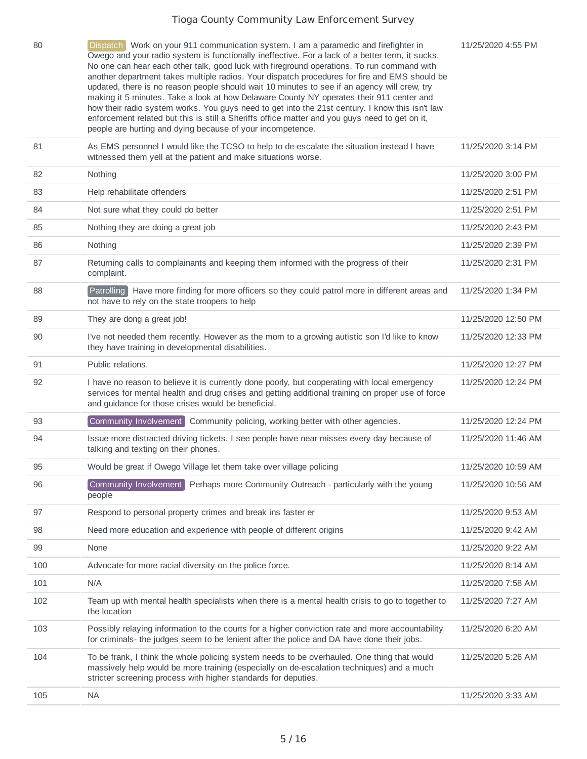| | | |
|---|---|---|
| 80 | Dispatch Work on your 911 communication system. I am a paramedic and firefighter in Owego and your radio system is functionally ineffective. For a lack of a better term, it sucks. No one can hear each other talk, good luck with fireground operations. To run command with another department takes multiple radios. Your dispatch procedures for fire and EMS should be updated, there is no reason people should wait 10 minutes to see if an agency will crew, try making it 5 minutes. Take a look at how Delaware County NY operates their 911 center and how their radio system works. You guys need to get into the 21st century. I know this isn't law enforcement related but this is still a Sheriffs office matter and you guys need to get on it, people are hurting and dying because of your incompetence. | 11/25/2020 4:55 PM |
| 81 | As EMS personnel I would like the TCSO to help to de-escalate the situation instead I have witnessed them yell at the patient and make situations worse. | 11/25/2020 3:14 PM |
| 82 | Nothing | 11/25/2020 3:00 PM |
| 83 | Help rehabilitate offenders | 11/25/2020 2:51 PM |
| 84 | Not sure what they could do better | 11/25/2020 2:51 PM |
| 85 | Nothing they are doing a great job | 11/25/2020 2:43 PM |
| 86 | Nothing | 11/25/2020 2:39 PM |
| 87 | Returning calls to complainants and keeping them informed with the progress of their complaint. | 11/25/2020 2:31 PM |
| 88 | Patrolling Have more finding for more officers so they could patrol more in different areas and not have to rely on the state troopers to help | 11/25/2020 1:34 PM |
| 89 | They are dong a great job! | 11/25/2020 12:50 PM |
| 90 | I've not needed them recently. However as the mom to a growing autistic son I'd like to know they have training in developmental disabilities. | 11/25/2020 12:33 PM |
| 91 | Public relations. | 11/25/2020 12:27 PM |
| 92 | I have no reason to believe it is currently done poorly, but cooperating with local emergency services for mental health and drug crises and getting additional training on proper use of force and guidance for those crises would be beneficial. | 11/25/2020 12:24 PM |
| 93 | Community Involvement Community policing, working better with other agencies. | 11/25/2020 12:24 PM |
| 94 | Issue more distracted driving tickets. I see people have near misses every day because of talking and texting on their phones. | 11/25/2020 11:46 AM |
| 95 | Would be great if Owego Village let them take over village policing | 11/25/2020 10:59 AM |
| 96 | Community Involvement Perhaps more Community Outreach - particularly with the young people | 11/25/2020 10:56 AM |
| 97 | Respond to personal property crimes and break ins faster er | 11/25/2020 9:53 AM |
| 98 | Need more education and experience with people of different origins | 11/25/2020 9:42 AM |
| 99 | None | 11/25/2020 9:22 AM |
| 100 | Advocate for more racial diversity on the police force. | 11/25/2020 8:14 AM |
| 101 | N/A | 11/25/2020 7:58 AM |
| 102 | Team up with mental health specialists when there is a mental health crisis to go to together to the location | 11/25/2020 7:27 AM |
| 103 | Possibly relaying information to the courts for a higher conviction rate and more accountability for criminals- the judges seem to be lenient after the police and DA have done their jobs. | 11/25/2020 6:20 AM |
| 104 | To be frank, I think the whole policing system needs to be overhauled. One thing that would massively help would be more training (especially on de-escalation techniques) and a much stricter screening process with higher standards for deputies. | 11/25/2020 5:26 AM |
| 105 | NA | 11/25/2020 3:33 AM |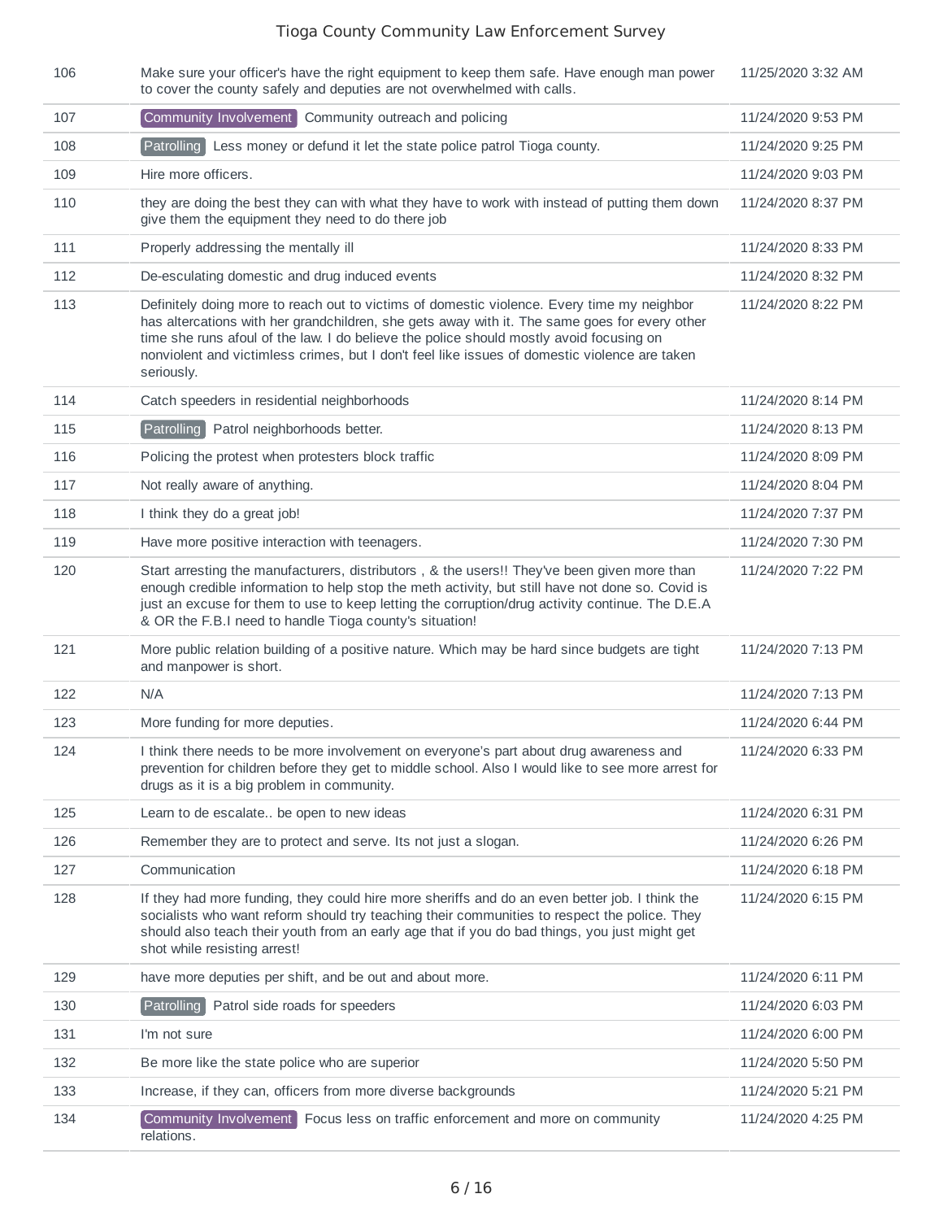| | | |
|---|---|---|
| 106 | Make sure your officer's have the right equipment to keep them safe. Have enough man power to cover the county safely and deputies are not overwhelmed with calls. | 11/25/2020 3:32 AM |
| 107 | Community Involvement Community outreach and policing | 11/24/2020 9:53 PM |
| 108 | Patrolling Less money or defund it let the state police patrol Tioga county. | 11/24/2020 9:25 PM |
| 109 | Hire more officers. | 11/24/2020 9:03 PM |
| 110 | they are doing the best they can with what they have to work with instead of putting them down give them the equipment they need to do there job | 11/24/2020 8:37 PM |
| 111 | Properly addressing the mentally ill | 11/24/2020 8:33 PM |
| 112 | De-esculating domestic and drug induced events | 11/24/2020 8:32 PM |
| 113 | Definitely doing more to reach out to victims of domestic violence. Every time my neighbor has altercations with her grandchildren, she gets away with it. The same goes for every other time she runs afoul of the law. I do believe the police should mostly avoid focusing on nonviolent and victimless crimes, but I don't feel like issues of domestic violence are taken seriously. | 11/24/2020 8:22 PM |
| 114 | Catch speeders in residential neighborhoods | 11/24/2020 8:14 PM |
| 115 | Patrolling Patrol neighborhoods better. | 11/24/2020 8:13 PM |
| 116 | Policing the protest when protesters block traffic | 11/24/2020 8:09 PM |
| 117 | Not really aware of anything. | 11/24/2020 8:04 PM |
| 118 | I think they do a great job! | 11/24/2020 7:37 PM |
| 119 | Have more positive interaction with teenagers. | 11/24/2020 7:30 PM |
| 120 | Start arresting the manufacturers, distributors , & the users!! They've been given more than enough credible information to help stop the meth activity, but still have not done so. Covid is just an excuse for them to use to keep letting the corruption/drug activity continue. The D.E.A & OR the F.B.I need to handle Tioga county's situation! | 11/24/2020 7:22 PM |
| 121 | More public relation building of a positive nature. Which may be hard since budgets are tight and manpower is short. | 11/24/2020 7:13 PM |
| 122 | N/A | 11/24/2020 7:13 PM |
| 123 | More funding for more deputies. | 11/24/2020 6:44 PM |
| 124 | I think there needs to be more involvement on everyone's part about drug awareness and prevention for children before they get to middle school. Also I would like to see more arrest for drugs as it is a big problem in community. | 11/24/2020 6:33 PM |
| 125 | Learn to de escalate.. be open to new ideas | 11/24/2020 6:31 PM |
| 126 | Remember they are to protect and serve. Its not just a slogan. | 11/24/2020 6:26 PM |
| 127 | Communication | 11/24/2020 6:18 PM |
| 128 | If they had more funding, they could hire more sheriffs and do an even better job. I think the socialists who want reform should try teaching their communities to respect the police. They should also teach their youth from an early age that if you do bad things, you just might get shot while resisting arrest! | 11/24/2020 6:15 PM |
| 129 | have more deputies per shift, and be out and about more. | 11/24/2020 6:11 PM |
| 130 | Patrolling Patrol side roads for speeders | 11/24/2020 6:03 PM |
| 131 | I'm not sure | 11/24/2020 6:00 PM |
| 132 | Be more like the state police who are superior | 11/24/2020 5:50 PM |
| 133 | Increase, if they can, officers from more diverse backgrounds | 11/24/2020 5:21 PM |
| 134 | Community Involvement Focus less on traffic enforcement and more on community relations. | 11/24/2020 4:25 PM |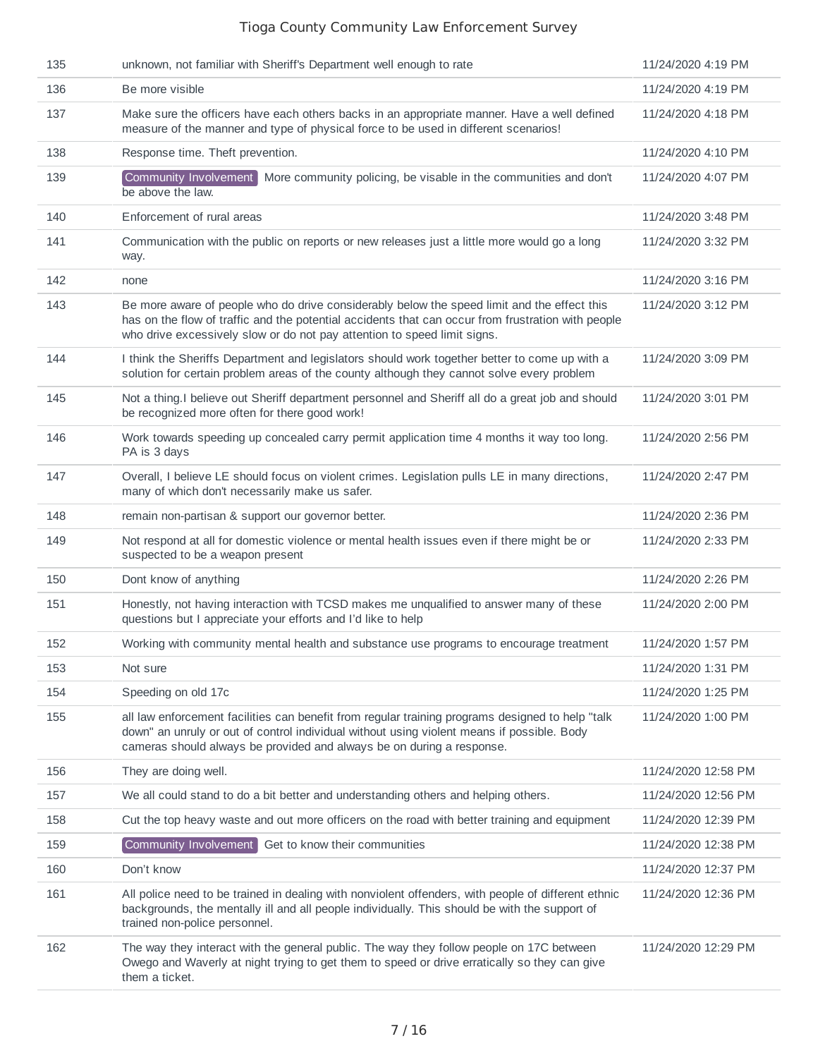| | | |
|---|---|---|
| 135 | unknown, not familiar with Sheriff's Department well enough to rate | 11/24/2020 4:19 PM |
| 136 | Be more visible | 11/24/2020 4:19 PM |
| 137 | Make sure the officers have each others backs in an appropriate manner. Have a well defined measure of the manner and type of physical force to be used in different scenarios! | 11/24/2020 4:18 PM |
| 138 | Response time. Theft prevention. | 11/24/2020 4:10 PM |
| 139 | Community Involvement More community policing, be visable in the communities and don't be above the law. | 11/24/2020 4:07 PM |
| 140 | Enforcement of rural areas | 11/24/2020 3:48 PM |
| 141 | Communication with the public on reports or new releases just a little more would go a long way. | 11/24/2020 3:32 PM |
| 142 | none | 11/24/2020 3:16 PM |
| 143 | Be more aware of people who do drive considerably below the speed limit and the effect this has on the flow of traffic and the potential accidents that can occur from frustration with people who drive excessively slow or do not pay attention to speed limit signs. | 11/24/2020 3:12 PM |
| 144 | I think the Sheriffs Department and legislators should work together better to come up with a solution for certain problem areas of the county although they cannot solve every problem | 11/24/2020 3:09 PM |
| 145 | Not a thing.I believe out Sheriff department personnel and Sheriff all do a great job and should be recognized more often for there good work! | 11/24/2020 3:01 PM |
| 146 | Work towards speeding up concealed carry permit application time 4 months it way too long. PA is 3 days | 11/24/2020 2:56 PM |
| 147 | Overall, I believe LE should focus on violent crimes. Legislation pulls LE in many directions, many of which don't necessarily make us safer. | 11/24/2020 2:47 PM |
| 148 | remain non-partisan & support our governor better. | 11/24/2020 2:36 PM |
| 149 | Not respond at all for domestic violence or mental health issues even if there might be or suspected to be a weapon present | 11/24/2020 2:33 PM |
| 150 | Dont know of anything | 11/24/2020 2:26 PM |
| 151 | Honestly, not having interaction with TCSD makes me unqualified to answer many of these questions but I appreciate your efforts and I'd like to help | 11/24/2020 2:00 PM |
| 152 | Working with community mental health and substance use programs to encourage treatment | 11/24/2020 1:57 PM |
| 153 | Not sure | 11/24/2020 1:31 PM |
| 154 | Speeding on old 17c | 11/24/2020 1:25 PM |
| 155 | all law enforcement facilities can benefit from regular training programs designed to help "talk down" an unruly or out of control individual without using violent means if possible. Body cameras should always be provided and always be on during a response. | 11/24/2020 1:00 PM |
| 156 | They are doing well. | 11/24/2020 12:58 PM |
| 157 | We all could stand to do a bit better and understanding others and helping others. | 11/24/2020 12:56 PM |
| 158 | Cut the top heavy waste and out more officers on the road with better training and equipment | 11/24/2020 12:39 PM |
| 159 | Community Involvement Get to know their communities | 11/24/2020 12:38 PM |
| 160 | Don't know | 11/24/2020 12:37 PM |
| 161 | All police need to be trained in dealing with nonviolent offenders, with people of different ethnic backgrounds, the mentally ill and all people individually. This should be with the support of trained non-police personnel. | 11/24/2020 12:36 PM |
| 162 | The way they interact with the general public. The way they follow people on 17C between Owego and Waverly at night trying to get them to speed or drive erratically so they can give them a ticket. | 11/24/2020 12:29 PM |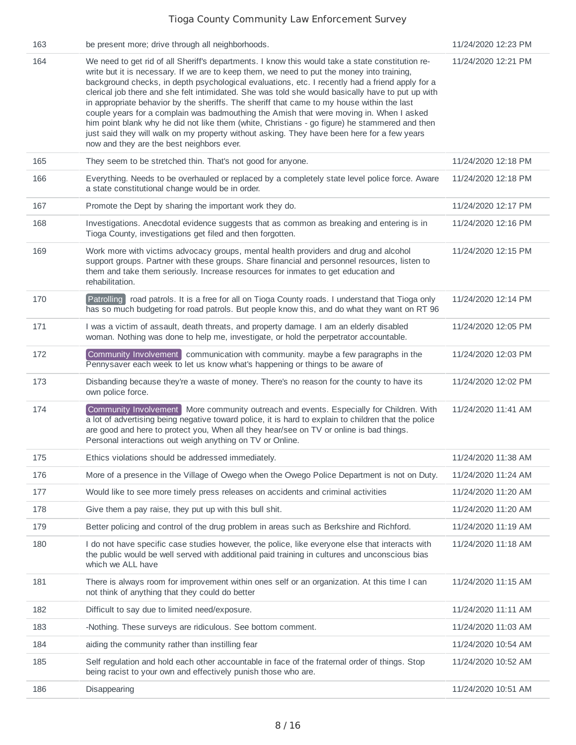| | | |
|---|---|---|
| 163 | be present more; drive through all neighborhoods. | 11/24/2020 12:23 PM |
| 164 | We need to get rid of all Sheriff's departments. I know this would take a state constitution re-write but it is necessary. If we are to keep them, we need to put the money into training, background checks, in depth psychological evaluations, etc. I recently had a friend apply for a clerical job there and she felt intimidated. She was told she would basically have to put up with in appropriate behavior by the sheriffs. The sheriff that came to my house within the last couple years for a complain was badmouthing the Amish that were moving in. When I asked him point blank why he did not like them (white, Christians - go figure) he stammered and then just said they will walk on my property without asking. They have been here for a few years now and they are the best neighbors ever. | 11/24/2020 12:21 PM |
| 165 | They seem to be stretched thin. That's not good for anyone. | 11/24/2020 12:18 PM |
| 166 | Everything. Needs to be overhauled or replaced by a completely state level police force. Aware a state constitutional change would be in order. | 11/24/2020 12:18 PM |
| 167 | Promote the Dept by sharing the important work they do. | 11/24/2020 12:17 PM |
| 168 | Investigations. Anecdotal evidence suggests that as common as breaking and entering is in Tioga County, investigations get filed and then forgotten. | 11/24/2020 12:16 PM |
| 169 | Work more with victims advocacy groups, mental health providers and drug and alcohol support groups. Partner with these groups. Share financial and personnel resources, listen to them and take them seriously. Increase resources for inmates to get education and rehabilitation. | 11/24/2020 12:15 PM |
| 170 | Patrolling road patrols. It is a free for all on Tioga County roads. I understand that Tioga only has so much budgeting for road patrols. But people know this, and do what they want on RT 96 | 11/24/2020 12:14 PM |
| 171 | I was a victim of assault, death threats, and property damage. I am an elderly disabled woman. Nothing was done to help me, investigate, or hold the perpetrator accountable. | 11/24/2020 12:05 PM |
| 172 | Community Involvement communication with community. maybe a few paragraphs in the Pennysaver each week to let us know what's happening or things to be aware of | 11/24/2020 12:03 PM |
| 173 | Disbanding because they're a waste of money. There's no reason for the county to have its own police force. | 11/24/2020 12:02 PM |
| 174 | Community Involvement More community outreach and events. Especially for Children. With a lot of advertising being negative toward police, it is hard to explain to children that the police are good and here to protect you, When all they hear/see on TV or online is bad things. Personal interactions out weigh anything on TV or Online. | 11/24/2020 11:41 AM |
| 175 | Ethics violations should be addressed immediately. | 11/24/2020 11:38 AM |
| 176 | More of a presence in the Village of Owego when the Owego Police Department is not on Duty. | 11/24/2020 11:24 AM |
| 177 | Would like to see more timely press releases on accidents and criminal activities | 11/24/2020 11:20 AM |
| 178 | Give them a pay raise, they put up with this bull shit. | 11/24/2020 11:20 AM |
| 179 | Better policing and control of the drug problem in areas such as Berkshire and Richford. | 11/24/2020 11:19 AM |
| 180 | I do not have specific case studies however, the police, like everyone else that interacts with the public would be well served with additional paid training in cultures and unconscious bias which we ALL have | 11/24/2020 11:18 AM |
| 181 | There is always room for improvement within ones self or an organization. At this time I can not think of anything that they could do better | 11/24/2020 11:15 AM |
| 182 | Difficult to say due to limited need/exposure. | 11/24/2020 11:11 AM |
| 183 | -Nothing. These surveys are ridiculous. See bottom comment. | 11/24/2020 11:03 AM |
| 184 | aiding the community rather than instilling fear | 11/24/2020 10:54 AM |
| 185 | Self regulation and hold each other accountable in face of the fraternal order of things. Stop being racist to your own and effectively punish those who are. | 11/24/2020 10:52 AM |
| 186 | Disappearing | 11/24/2020 10:51 AM |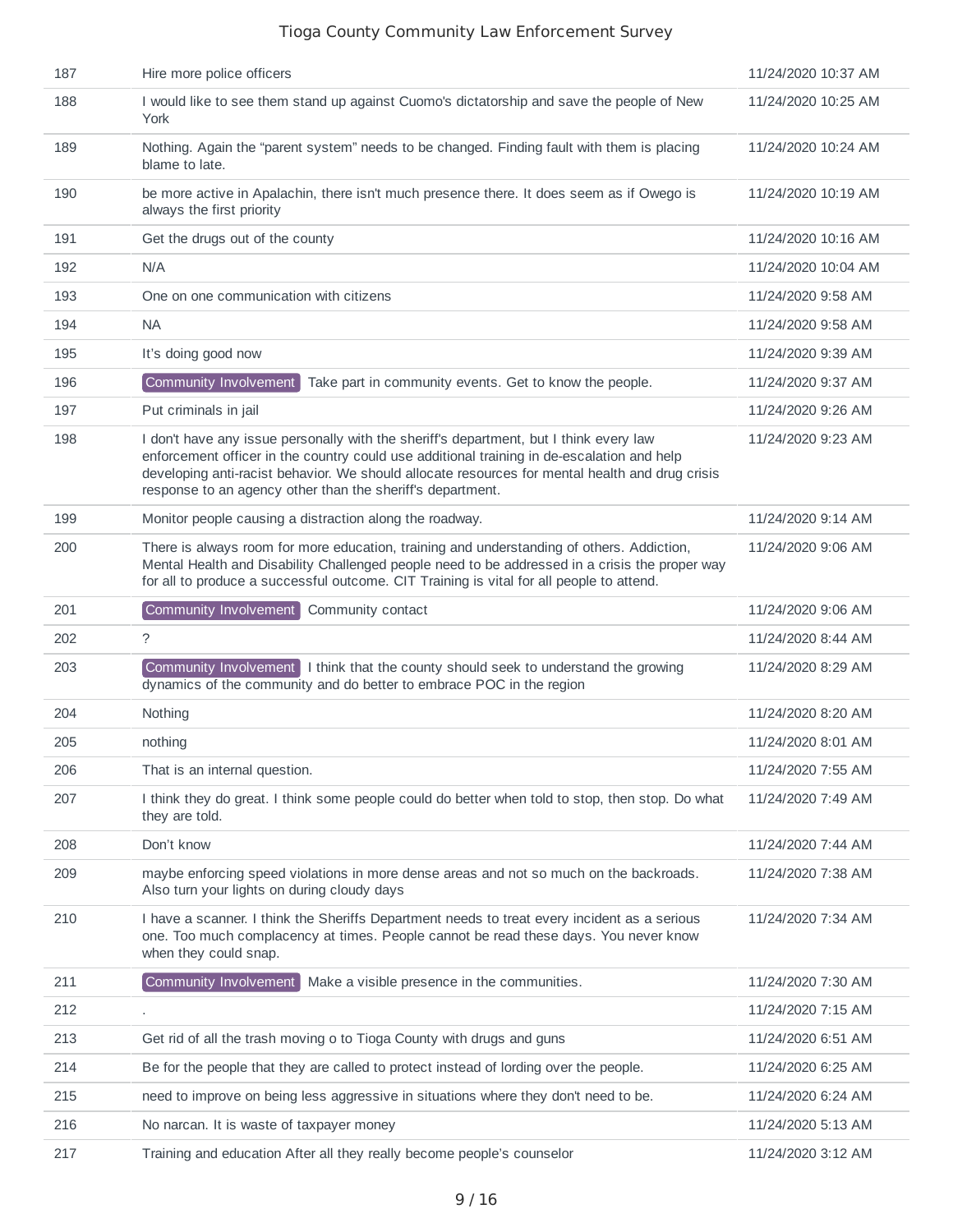| | | |
|---|---|---|
| 187 | Hire more police officers | 11/24/2020 10:37 AM |
| 188 | I would like to see them stand up against Cuomo's dictatorship and save the people of New York | 11/24/2020 10:25 AM |
| 189 | Nothing. Again the “parent system” needs to be changed. Finding fault with them is placing blame to late. | 11/24/2020 10:24 AM |
| 190 | be more active in Apalachin, there isn't much presence there. It does seem as if Owego is always the first priority | 11/24/2020 10:19 AM |
| 191 | Get the drugs out of the county | 11/24/2020 10:16 AM |
| 192 | N/A | 11/24/2020 10:04 AM |
| 193 | One on one communication with citizens | 11/24/2020 9:58 AM |
| 194 | NA | 11/24/2020 9:58 AM |
| 195 | It’s doing good now | 11/24/2020 9:39 AM |
| 196 | Community Involvement Take part in community events. Get to know the people. | 11/24/2020 9:37 AM |
| 197 | Put criminals in jail | 11/24/2020 9:26 AM |
| 198 | I don't have any issue personally with the sheriff's department, but I think every law enforcement officer in the country could use additional training in de-escalation and help developing anti-racist behavior. We should allocate resources for mental health and drug crisis response to an agency other than the sheriff's department. | 11/24/2020 9:23 AM |
| 199 | Monitor people causing a distraction along the roadway. | 11/24/2020 9:14 AM |
| 200 | There is always room for more education, training and understanding of others. Addiction, Mental Health and Disability Challenged people need to be addressed in a crisis the proper way for all to produce a successful outcome. CIT Training is vital for all people to attend. | 11/24/2020 9:06 AM |
| 201 | Community Involvement Community contact | 11/24/2020 9:06 AM |
| 202 | ? | 11/24/2020 8:44 AM |
| 203 | Community Involvement I think that the county should seek to understand the growing dynamics of the community and do better to embrace POC in the region | 11/24/2020 8:29 AM |
| 204 | Nothing | 11/24/2020 8:20 AM |
| 205 | nothing | 11/24/2020 8:01 AM |
| 206 | That is an internal question. | 11/24/2020 7:55 AM |
| 207 | I think they do great. I think some people could do better when told to stop, then stop. Do what they are told. | 11/24/2020 7:49 AM |
| 208 | Don't know | 11/24/2020 7:44 AM |
| 209 | maybe enforcing speed violations in more dense areas and not so much on the backroads. Also turn your lights on during cloudy days | 11/24/2020 7:38 AM |
| 210 | I have a scanner. I think the Sheriffs Department needs to treat every incident as a serious one. Too much complacency at times. People cannot be read these days. You never know when they could snap. | 11/24/2020 7:34 AM |
| 211 | Community Involvement Make a visible presence in the communities. | 11/24/2020 7:30 AM |
| 212 | . | 11/24/2020 7:15 AM |
| 213 | Get rid of all the trash moving o to Tioga County with drugs and guns | 11/24/2020 6:51 AM |
| 214 | Be for the people that they are called to protect instead of lording over the people. | 11/24/2020 6:25 AM |
| 215 | need to improve on being less aggressive in situations where they don't need to be. | 11/24/2020 6:24 AM |
| 216 | No narcan. It is waste of taxpayer money | 11/24/2020 5:13 AM |
| 217 | Training and education After all they really become people's counselor | 11/24/2020 3:12 AM |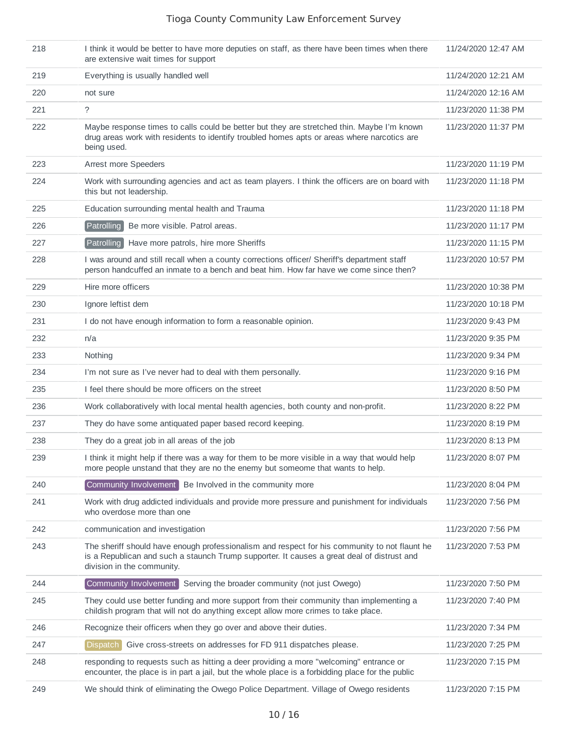| | | |
|---|---|---|
| 218 | I think it would be better to have more deputies on staff, as there have been times when there are extensive wait times for support | 11/24/2020 12:47 AM |
| 219 | Everything is usually handled well | 11/24/2020 12:21 AM |
| 220 | not sure | 11/24/2020 12:16 AM |
| 221 | ? | 11/23/2020 11:38 PM |
| 222 | Maybe response times to calls could be better but they are stretched thin. Maybe I'm known drug areas work with residents to identify troubled homes apts or areas where narcotics are being used. | 11/23/2020 11:37 PM |
| 223 | Arrest more Speeders | 11/23/2020 11:19 PM |
| 224 | Work with surrounding agencies and act as team players. I think the officers are on board with this but not leadership. | 11/23/2020 11:18 PM |
| 225 | Education surrounding mental health and Trauma | 11/23/2020 11:18 PM |
| 226 | Patrolling Be more visible. Patrol areas. | 11/23/2020 11:17 PM |
| 227 | Patrolling Have more patrols, hire more Sheriffs | 11/23/2020 11:15 PM |
| 228 | I was around and still recall when a county corrections officer/ Sheriff's department staff person handcuffed an inmate to a bench and beat him. How far have we come since then? | 11/23/2020 10:57 PM |
| 229 | Hire more officers | 11/23/2020 10:38 PM |
| 230 | Ignore leftist dem | 11/23/2020 10:18 PM |
| 231 | I do not have enough information to form a reasonable opinion. | 11/23/2020 9:43 PM |
| 232 | n/a | 11/23/2020 9:35 PM |
| 233 | Nothing | 11/23/2020 9:34 PM |
| 234 | I'm not sure as I've never had to deal with them personally. | 11/23/2020 9:16 PM |
| 235 | I feel there should be more officers on the street | 11/23/2020 8:50 PM |
| 236 | Work collaboratively with local mental health agencies, both county and non-profit. | 11/23/2020 8:22 PM |
| 237 | They do have some antiquated paper based record keeping. | 11/23/2020 8:19 PM |
| 238 | They do a great job in all areas of the job | 11/23/2020 8:13 PM |
| 239 | I think it might help if there was a way for them to be more visible in a way that would help more people unstand that they are no the enemy but someone that wants to help. | 11/23/2020 8:07 PM |
| 240 | Community Involvement Be Involved in the community more | 11/23/2020 8:04 PM |
| 241 | Work with drug addicted individuals and provide more pressure and punishment for individuals who overdose more than one | 11/23/2020 7:56 PM |
| 242 | communication and investigation | 11/23/2020 7:56 PM |
| 243 | The sheriff should have enough professionalism and respect for his community to not flaunt he is a Republican and such a staunch Trump supporter. It causes a great deal of distrust and division in the community. | 11/23/2020 7:53 PM |
| 244 | Community Involvement Serving the broader community (not just Owego) | 11/23/2020 7:50 PM |
| 245 | They could use better funding and more support from their community than implementing a childish program that will not do anything except allow more crimes to take place. | 11/23/2020 7:40 PM |
| 246 | Recognize their officers when they go over and above their duties. | 11/23/2020 7:34 PM |
| 247 | Dispatch Give cross-streets on addresses for FD 911 dispatches please. | 11/23/2020 7:25 PM |
| 248 | responding to requests such as hitting a deer providing a more "welcoming" entrance or encounter, the place is in part a jail, but the whole place is a forbidding place for the public | 11/23/2020 7:15 PM |
| 249 | We should think of eliminating the Owego Police Department. Village of Owego residents | 11/23/2020 7:15 PM |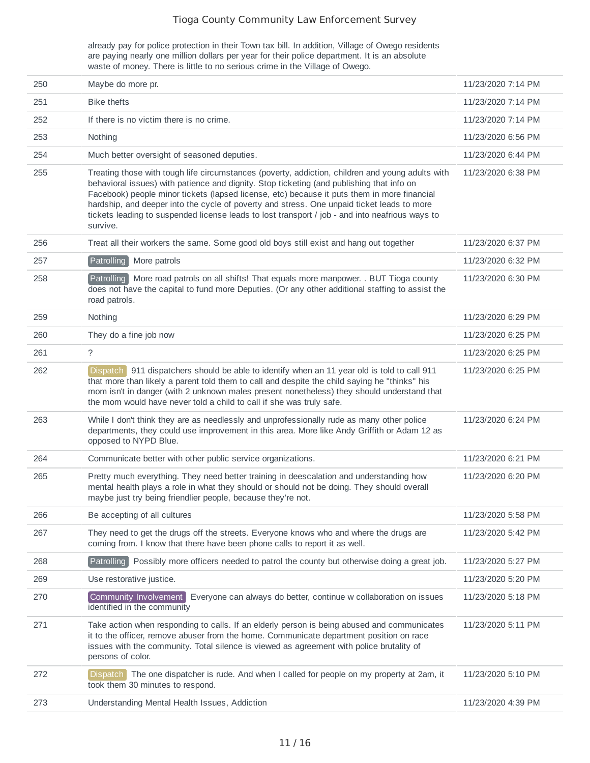| | | |
|---|---|---|
| | already pay for police protection in their Town tax bill. In addition, Village of Owego residents are paying nearly one million dollars per year for their police department. It is an absolute waste of money. There is little to no serious crime in the Village of Owego. | |
| 250 | Maybe do more pr. | 11/23/2020 7:14 PM |
| 251 | Bike thefts | 11/23/2020 7:14 PM |
| 252 | If there is no victim there is no crime. | 11/23/2020 7:14 PM |
| 253 | Nothing | 11/23/2020 6:56 PM |
| 254 | Much better oversight of seasoned deputies. | 11/23/2020 6:44 PM |
| 255 | Treating those with tough life circumstances (poverty, addiction, children and young adults with behavioral issues) with patience and dignity. Stop ticketing (and publishing that info on Facebook) people minor tickets (lapsed license, etc) because it puts them in more financial hardship, and deeper into the cycle of poverty and stress. One unpaid ticket leads to more tickets leading to suspended license leads to lost transport / job - and into neafrious ways to survive. | 11/23/2020 6:38 PM |
| 256 | Treat all their workers the same. Some good old boys still exist and hang out together | 11/23/2020 6:37 PM |
| 257 | Patrolling More patrols | 11/23/2020 6:32 PM |
| 258 | Patrolling More road patrols on all shifts! That equals more manpower. . BUT Tioga county does not have the capital to fund more Deputies. (Or any other additional staffing to assist the road patrols. | 11/23/2020 6:30 PM |
| 259 | Nothing | 11/23/2020 6:29 PM |
| 260 | They do a fine job now | 11/23/2020 6:25 PM |
| 261 | ? | 11/23/2020 6:25 PM |
| 262 | Dispatch 911 dispatchers should be able to identify when an 11 year old is told to call 911 that more than likely a parent told them to call and despite the child saying he "thinks" his mom isn't in danger (with 2 unknown males present nonetheless) they should understand that the mom would have never told a child to call if she was truly safe. | 11/23/2020 6:25 PM |
| 263 | While I don't think they are as needlessly and unprofessionally rude as many other police departments, they could use improvement in this area. More like Andy Griffith or Adam 12 as opposed to NYPD Blue. | 11/23/2020 6:24 PM |
| 264 | Communicate better with other public service organizations. | 11/23/2020 6:21 PM |
| 265 | Pretty much everything. They need better training in deescalation and understanding how mental health plays a role in what they should or should not be doing. They should overall maybe just try being friendlier people, because they're not. | 11/23/2020 6:20 PM |
| 266 | Be accepting of all cultures | 11/23/2020 5:58 PM |
| 267 | They need to get the drugs off the streets. Everyone knows who and where the drugs are coming from. I know that there have been phone calls to report it as well. | 11/23/2020 5:42 PM |
| 268 | Patrolling Possibly more officers needed to patrol the county but otherwise doing a great job. | 11/23/2020 5:27 PM |
| 269 | Use restorative justice. | 11/23/2020 5:20 PM |
| 270 | Community Involvement Everyone can always do better, continue w collaboration on issues identified in the community | 11/23/2020 5:18 PM |
| 271 | Take action when responding to calls. If an elderly person is being abused and communicates it to the officer, remove abuser from the home. Communicate department position on race issues with the community. Total silence is viewed as agreement with police brutality of persons of color. | 11/23/2020 5:11 PM |
| 272 | Dispatch The one dispatcher is rude. And when I called for people on my property at 2am, it took them 30 minutes to respond. | 11/23/2020 5:10 PM |
| 273 | Understanding Mental Health Issues, Addiction | 11/23/2020 4:39 PM |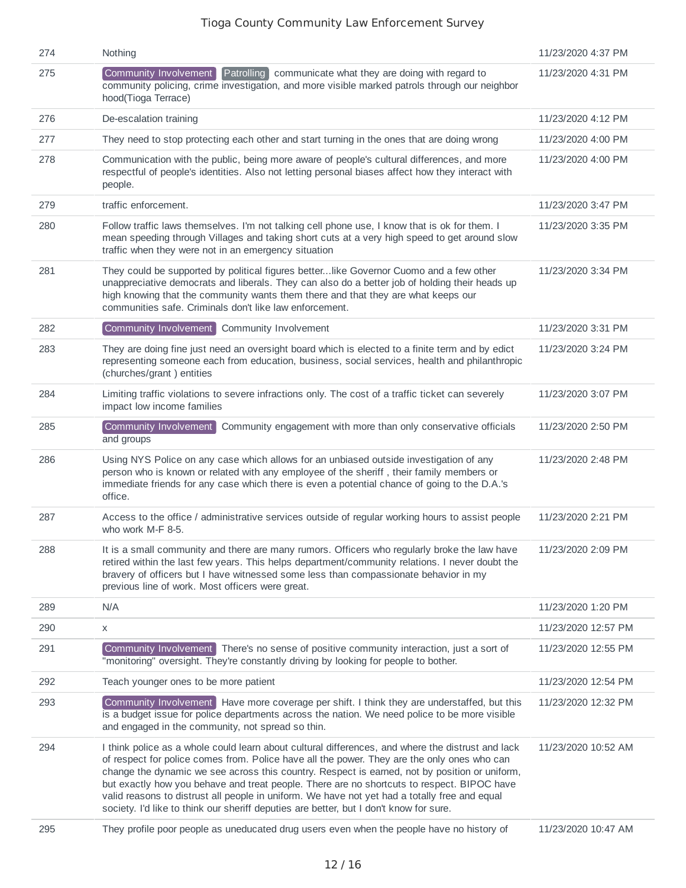| | | |
|---|---|---|
| 274 | Nothing | 11/23/2020 4:37 PM |
| 275 | Community Involvement Patrolling communicate what they are doing with regard to community policing, crime investigation, and more visible marked patrols through our neighbor hood(Tioga Terrace) | 11/23/2020 4:31 PM |
| 276 | De-escalation training | 11/23/2020 4:12 PM |
| 277 | They need to stop protecting each other and start turning in the ones that are doing wrong | 11/23/2020 4:00 PM |
| 278 | Communication with the public, being more aware of people's cultural differences, and more respectful of people's identities. Also not letting personal biases affect how they interact with people. | 11/23/2020 4:00 PM |
| 279 | traffic enforcement. | 11/23/2020 3:47 PM |
| 280 | Follow traffic laws themselves. I'm not talking cell phone use, I know that is ok for them. I mean speeding through Villages and taking short cuts at a very high speed to get around slow traffic when they were not in an emergency situation | 11/23/2020 3:35 PM |
| 281 | They could be supported by political figures better...like Governor Cuomo and a few other unappreciative democrats and liberals. They can also do a better job of holding their heads up high knowing that the community wants them there and that they are what keeps our communities safe. Criminals don't like law enforcement. | 11/23/2020 3:34 PM |
| 282 | Community Involvement Community Involvement | 11/23/2020 3:31 PM |
| 283 | They are doing fine just need an oversight board which is elected to a finite term and by edict representing someone each from education, business, social services, health and philanthropic (churches/grant ) entities | 11/23/2020 3:24 PM |
| 284 | Limiting traffic violations to severe infractions only. The cost of a traffic ticket can severely impact low income families | 11/23/2020 3:07 PM |
| 285 | Community Involvement Community engagement with more than only conservative officials and groups | 11/23/2020 2:50 PM |
| 286 | Using NYS Police on any case which allows for an unbiased outside investigation of any person who is known or related with any employee of the sheriff , their family members or immediate friends for any case which there is even a potential chance of going to the D.A.'s office. | 11/23/2020 2:48 PM |
| 287 | Access to the office / administrative services outside of regular working hours to assist people who work M-F 8-5. | 11/23/2020 2:21 PM |
| 288 | It is a small community and there are many rumors. Officers who regularly broke the law have retired within the last few years. This helps department/community relations. I never doubt the bravery of officers but I have witnessed some less than compassionate behavior in my previous line of work. Most officers were great. | 11/23/2020 2:09 PM |
| 289 | N/A | 11/23/2020 1:20 PM |
| 290 | x | 11/23/2020 12:57 PM |
| 291 | Community Involvement There's no sense of positive community interaction, just a sort of "monitoring" oversight. They're constantly driving by looking for people to bother. | 11/23/2020 12:55 PM |
| 292 | Teach younger ones to be more patient | 11/23/2020 12:54 PM |
| 293 | Community Involvement Have more coverage per shift. I think they are understaffed, but this is a budget issue for police departments across the nation. We need police to be more visible and engaged in the community, not spread so thin. | 11/23/2020 12:32 PM |
| 294 | I think police as a whole could learn about cultural differences, and where the distrust and lack of respect for police comes from. Police have all the power. They are the only ones who can change the dynamic we see across this country. Respect is earned, not by position or uniform, but exactly how you behave and treat people. There are no shortcuts to respect. BIPOC have valid reasons to distrust all people in uniform. We have not yet had a totally free and equal society. I'd like to think our sheriff deputies are better, but I don't know for sure. | 11/23/2020 10:52 AM |
| 295 | They profile poor people as uneducated drug users even when the people have no history of | 11/23/2020 10:47 AM |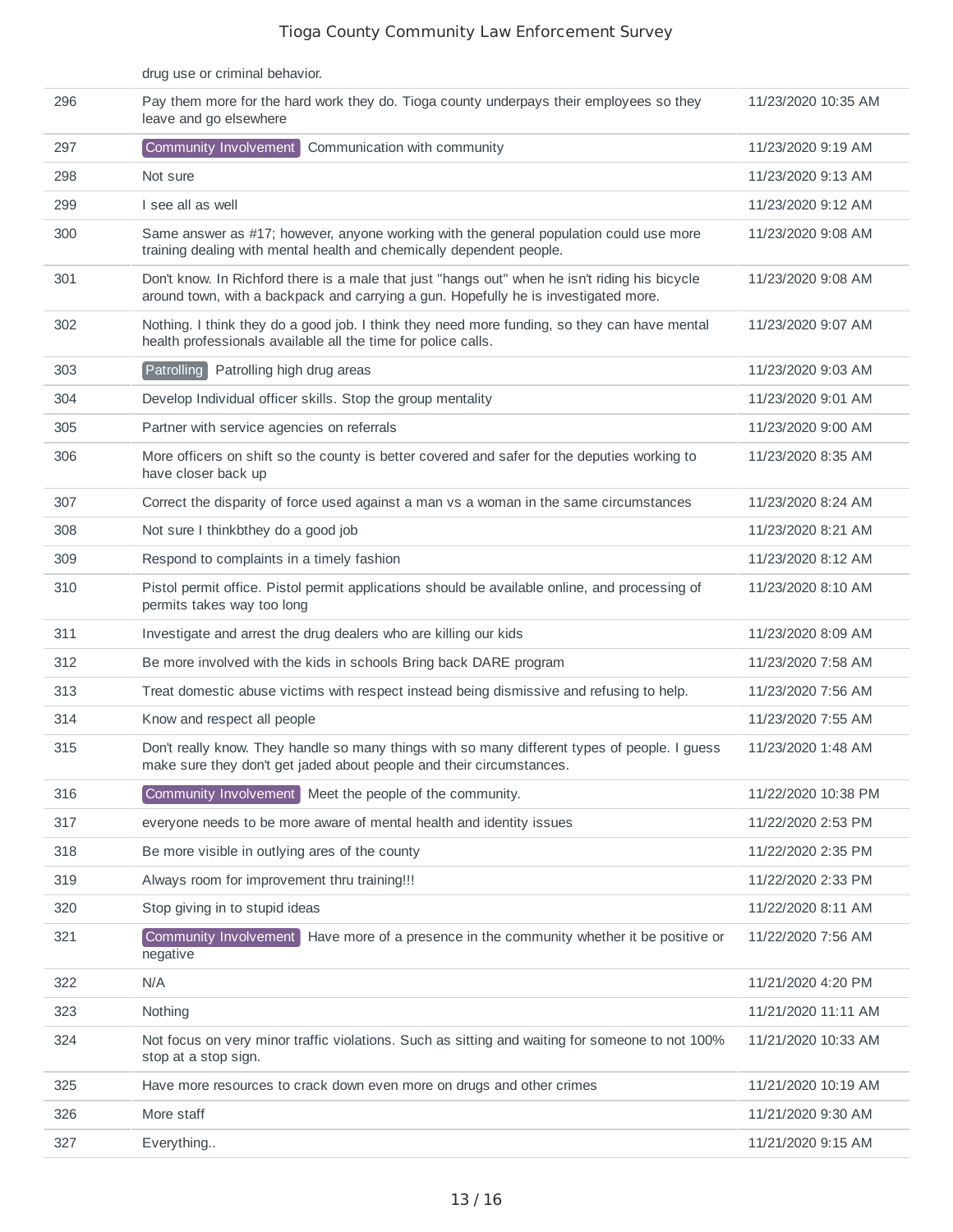| | | |
|---|---|---|
| | drug use or criminal behavior. | |
| 296 | Pay them more for the hard work they do. Tioga county underpays their employees so they leave and go elsewhere | 11/23/2020 10:35 AM |
| 297 | Community Involvement Communication with community | 11/23/2020 9:19 AM |
| 298 | Not sure | 11/23/2020 9:13 AM |
| 299 | I see all as well | 11/23/2020 9:12 AM |
| 300 | Same answer as #17; however, anyone working with the general population could use more training dealing with mental health and chemically dependent people. | 11/23/2020 9:08 AM |
| 301 | Don't know. In Richford there is a male that just "hangs out" when he isn't riding his bicycle around town, with a backpack and carrying a gun. Hopefully he is investigated more. | 11/23/2020 9:08 AM |
| 302 | Nothing. I think they do a good job. I think they need more funding, so they can have mental health professionals available all the time for police calls. | 11/23/2020 9:07 AM |
| 303 | Patrolling Patrolling high drug areas | 11/23/2020 9:03 AM |
| 304 | Develop Individual officer skills. Stop the group mentality | 11/23/2020 9:01 AM |
| 305 | Partner with service agencies on referrals | 11/23/2020 9:00 AM |
| 306 | More officers on shift so the county is better covered and safer for the deputies working to have closer back up | 11/23/2020 8:35 AM |
| 307 | Correct the disparity of force used against a man vs a woman in the same circumstances | 11/23/2020 8:24 AM |
| 308 | Not sure I thinkbthey do a good job | 11/23/2020 8:21 AM |
| 309 | Respond to complaints in a timely fashion | 11/23/2020 8:12 AM |
| 310 | Pistol permit office. Pistol permit applications should be available online, and processing of permits takes way too long | 11/23/2020 8:10 AM |
| 311 | Investigate and arrest the drug dealers who are killing our kids | 11/23/2020 8:09 AM |
| 312 | Be more involved with the kids in schools Bring back DARE program | 11/23/2020 7:58 AM |
| 313 | Treat domestic abuse victims with respect instead being dismissive and refusing to help. | 11/23/2020 7:56 AM |
| 314 | Know and respect all people | 11/23/2020 7:55 AM |
| 315 | Don't really know. They handle so many things with so many different types of people. I guess make sure they don't get jaded about people and their circumstances. | 11/23/2020 1:48 AM |
| 316 | Community Involvement Meet the people of the community. | 11/22/2020 10:38 PM |
| 317 | everyone needs to be more aware of mental health and identity issues | 11/22/2020 2:53 PM |
| 318 | Be more visible in outlying ares of the county | 11/22/2020 2:35 PM |
| 319 | Always room for improvement thru training!!! | 11/22/2020 2:33 PM |
| 320 | Stop giving in to stupid ideas | 11/22/2020 8:11 AM |
| 321 | Community Involvement Have more of a presence in the community whether it be positive or negative | 11/22/2020 7:56 AM |
| 322 | N/A | 11/21/2020 4:20 PM |
| 323 | Nothing | 11/21/2020 11:11 AM |
| 324 | Not focus on very minor traffic violations. Such as sitting and waiting for someone to not 100% stop at a stop sign. | 11/21/2020 10:33 AM |
| 325 | Have more resources to crack down even more on drugs and other crimes | 11/21/2020 10:19 AM |
| 326 | More staff | 11/21/2020 9:30 AM |
| 327 | Everything.. | 11/21/2020 9:15 AM |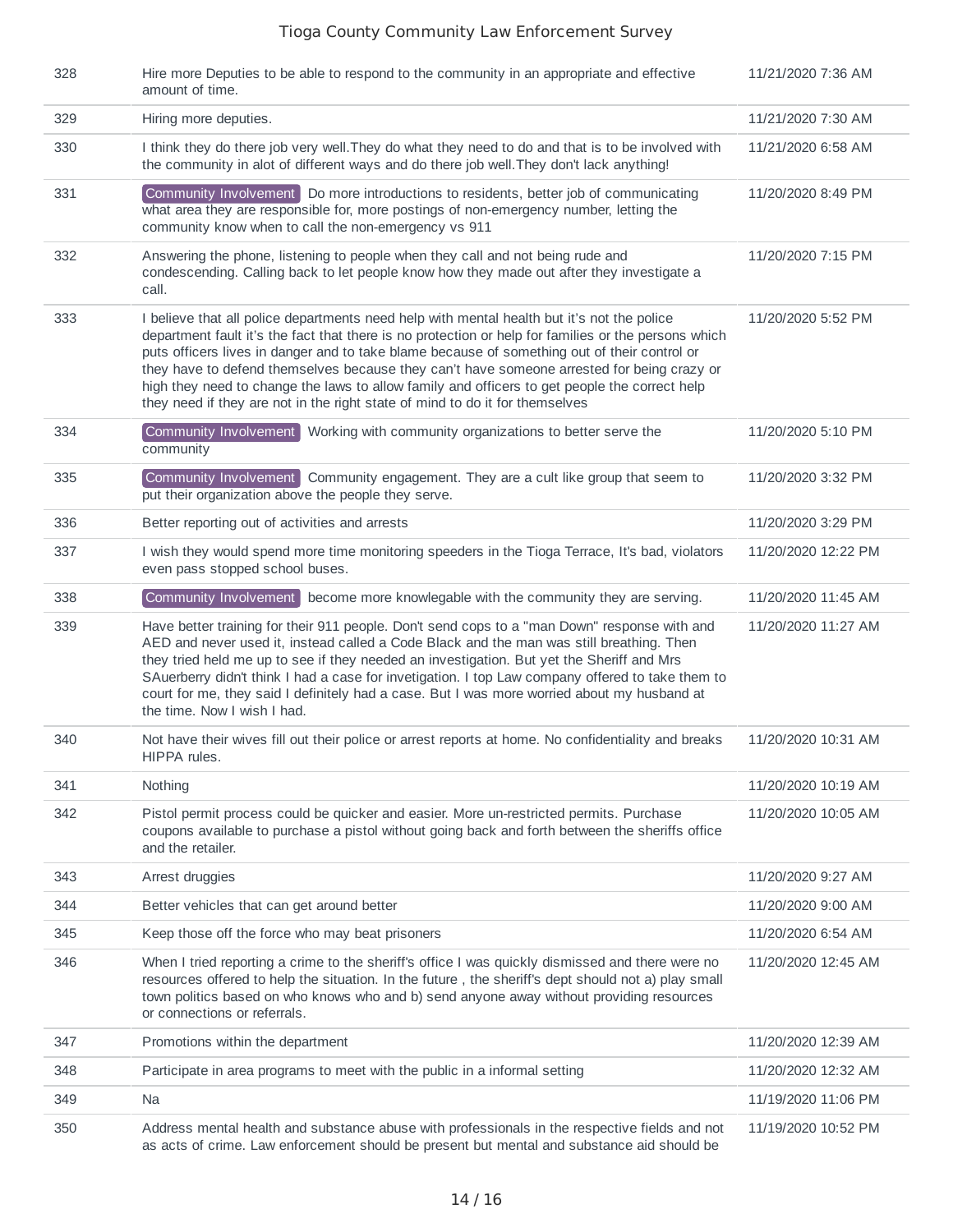| | | |
|---|---|---|
| 328 | Hire more Deputies to be able to respond to the community in an appropriate and effective amount of time. | 11/21/2020 7:36 AM |
| 329 | Hiring more deputies. | 11/21/2020 7:30 AM |
| 330 | I think they do there job very well.They do what they need to do and that is to be involved with the community in alot of different ways and do there job well.They don't lack anything! | 11/21/2020 6:58 AM |
| 331 | Community Involvement Do more introductions to residents, better job of communicating what area they are responsible for, more postings of non-emergency number, letting the community know when to call the non-emergency vs 911 | 11/20/2020 8:49 PM |
| 332 | Answering the phone, listening to people when they call and not being rude and condescending. Calling back to let people know how they made out after they investigate a call. | 11/20/2020 7:15 PM |
| 333 | I believe that all police departments need help with mental health but it's not the police department fault it's the fact that there is no protection or help for families or the persons which puts officers lives in danger and to take blame because of something out of their control or they have to defend themselves because they can't have someone arrested for being crazy or high they need to change the laws to allow family and officers to get people the correct help they need if they are not in the right state of mind to do it for themselves | 11/20/2020 5:52 PM |
| 334 | Community Involvement Working with community organizations to better serve the community | 11/20/2020 5:10 PM |
| 335 | Community Involvement Community engagement. They are a cult like group that seem to put their organization above the people they serve. | 11/20/2020 3:32 PM |
| 336 | Better reporting out of activities and arrests | 11/20/2020 3:29 PM |
| 337 | I wish they would spend more time monitoring speeders in the Tioga Terrace, It's bad, violators even pass stopped school buses. | 11/20/2020 12:22 PM |
| 338 | Community Involvement become more knowlegable with the community they are serving. | 11/20/2020 11:45 AM |
| 339 | Have better training for their 911 people. Don't send cops to a "man Down" response with and AED and never used it, instead called a Code Black and the man was still breathing. Then they tried held me up to see if they needed an investigation. But yet the Sheriff and Mrs SAuerberry didn't think I had a case for invetigation. I top Law company offered to take them to court for me, they said I definitely had a case. But I was more worried about my husband at the time. Now I wish I had. | 11/20/2020 11:27 AM |
| 340 | Not have their wives fill out their police or arrest reports at home. No confidentiality and breaks HIPPA rules. | 11/20/2020 10:31 AM |
| 341 | Nothing | 11/20/2020 10:19 AM |
| 342 | Pistol permit process could be quicker and easier. More un-restricted permits. Purchase coupons available to purchase a pistol without going back and forth between the sheriffs office and the retailer. | 11/20/2020 10:05 AM |
| 343 | Arrest druggies | 11/20/2020 9:27 AM |
| 344 | Better vehicles that can get around better | 11/20/2020 9:00 AM |
| 345 | Keep those off the force who may beat prisoners | 11/20/2020 6:54 AM |
| 346 | When I tried reporting a crime to the sheriff's office I was quickly dismissed and there were no resources offered to help the situation. In the future , the sheriff's dept should not a) play small town politics based on who knows who and b) send anyone away without providing resources or connections or referrals. | 11/20/2020 12:45 AM |
| 347 | Promotions within the department | 11/20/2020 12:39 AM |
| 348 | Participate in area programs to meet with the public in a informal setting | 11/20/2020 12:32 AM |
| 349 | Na | 11/19/2020 11:06 PM |
| 350 | Address mental health and substance abuse with professionals in the respective fields and not as acts of crime. Law enforcement should be present but mental and substance aid should be | 11/19/2020 10:52 PM |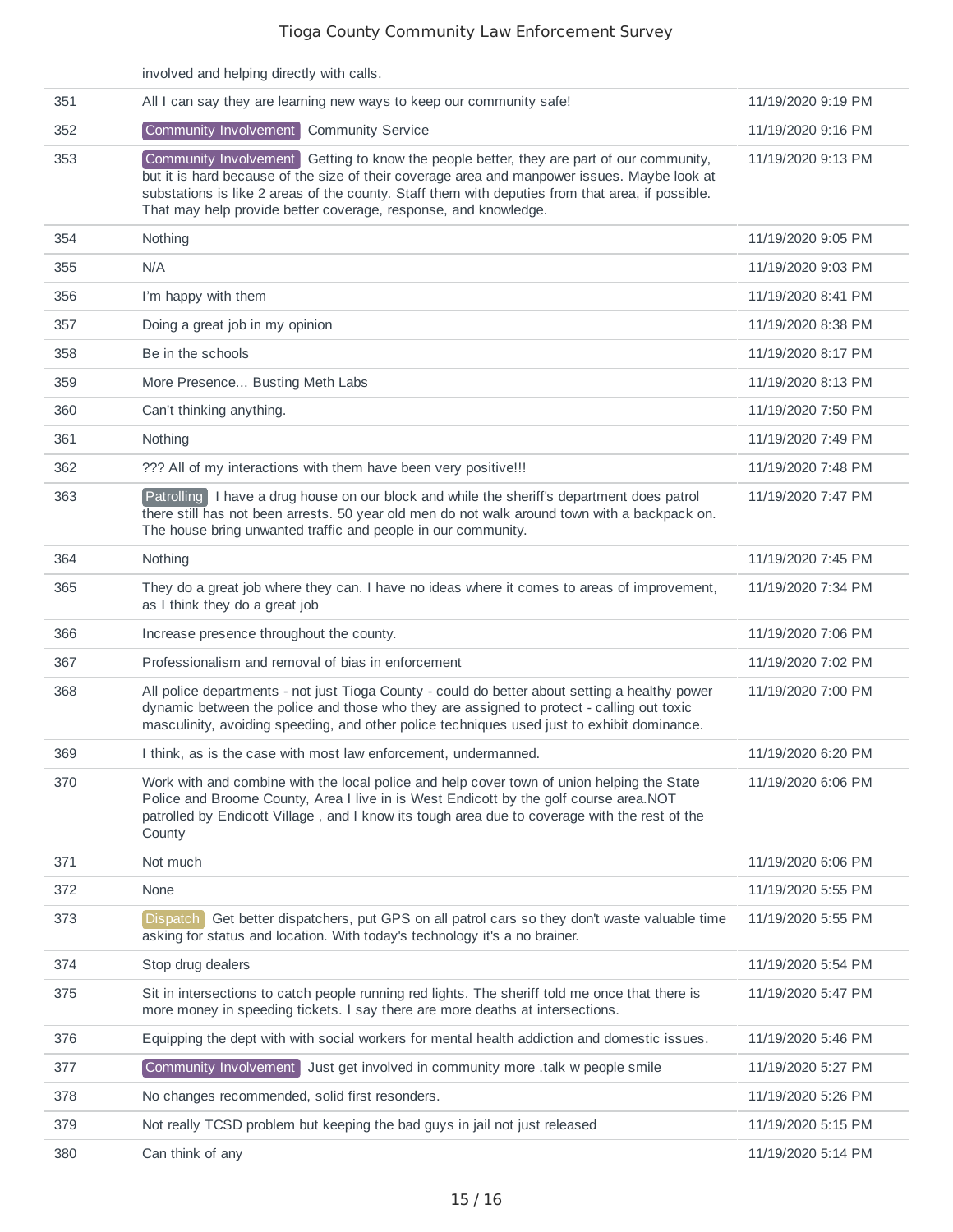| | | |
|---|---|---|
| | involved and helping directly with calls. | |
| 351 | All I can say they are learning new ways to keep our community safe! | 11/19/2020 9:19 PM |
| 352 | Community Involvement Community Service | 11/19/2020 9:16 PM |
| 353 | Community Involvement Getting to know the people better, they are part of our community, but it is hard because of the size of their coverage area and manpower issues. Maybe look at substations is like 2 areas of the county. Staff them with deputies from that area, if possible. That may help provide better coverage, response, and knowledge. | 11/19/2020 9:13 PM |
| 354 | Nothing | 11/19/2020 9:05 PM |
| 355 | N/A | 11/19/2020 9:03 PM |
| 356 | I'm happy with them | 11/19/2020 8:41 PM |
| 357 | Doing a great job in my opinion | 11/19/2020 8:38 PM |
| 358 | Be in the schools | 11/19/2020 8:17 PM |
| 359 | More Presence... Busting Meth Labs | 11/19/2020 8:13 PM |
| 360 | Can't thinking anything. | 11/19/2020 7:50 PM |
| 361 | Nothing | 11/19/2020 7:49 PM |
| 362 | ??? All of my interactions with them have been very positive!!! | 11/19/2020 7:48 PM |
| 363 | Patrolling I have a drug house on our block and while the sheriff's department does patrol there still has not been arrests. 50 year old men do not walk around town with a backpack on. The house bring unwanted traffic and people in our community. | 11/19/2020 7:47 PM |
| 364 | Nothing | 11/19/2020 7:45 PM |
| 365 | They do a great job where they can. I have no ideas where it comes to areas of improvement, as I think they do a great job | 11/19/2020 7:34 PM |
| 366 | Increase presence throughout the county. | 11/19/2020 7:06 PM |
| 367 | Professionalism and removal of bias in enforcement | 11/19/2020 7:02 PM |
| 368 | All police departments - not just Tioga County - could do better about setting a healthy power dynamic between the police and those who they are assigned to protect - calling out toxic masculinity, avoiding speeding, and other police techniques used just to exhibit dominance. | 11/19/2020 7:00 PM |
| 369 | I think, as is the case with most law enforcement, undermanned. | 11/19/2020 6:20 PM |
| 370 | Work with and combine with the local police and help cover town of union helping the State Police and Broome County, Area I live in is West Endicott by the golf course area.NOT patrolled by Endicott Village , and I know its tough area due to coverage with the rest of the County | 11/19/2020 6:06 PM |
| 371 | Not much | 11/19/2020 6:06 PM |
| 372 | None | 11/19/2020 5:55 PM |
| 373 | Dispatch Get better dispatchers, put GPS on all patrol cars so they don't waste valuable time asking for status and location. With today's technology it's a no brainer. | 11/19/2020 5:55 PM |
| 374 | Stop drug dealers | 11/19/2020 5:54 PM |
| 375 | Sit in intersections to catch people running red lights. The sheriff told me once that there is more money in speeding tickets. I say there are more deaths at intersections. | 11/19/2020 5:47 PM |
| 376 | Equipping the dept with with social workers for mental health addiction and domestic issues. | 11/19/2020 5:46 PM |
| 377 | Community Involvement Just get involved in community more .talk w people smile | 11/19/2020 5:27 PM |
| 378 | No changes recommended, solid first responders. | 11/19/2020 5:26 PM |
| 379 | Not really TCSD problem but keeping the bad guys in jail not just released | 11/19/2020 5:15 PM |
| 380 | Can think of any | 11/19/2020 5:14 PM |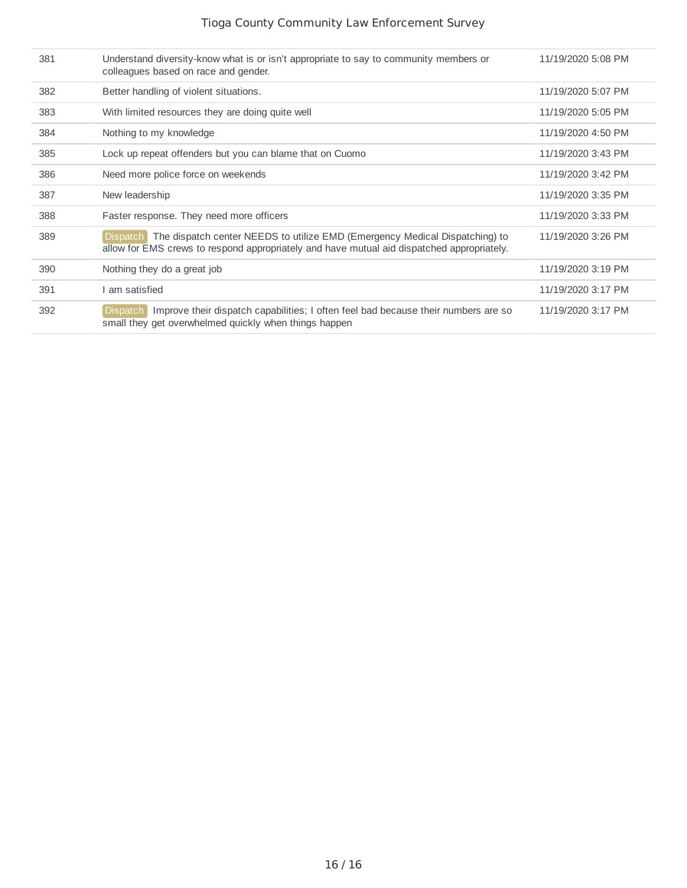| | | |
|---|---|---|
| 381 | Understand diversity-know what is or isn't appropriate to say to community members or colleagues based on race and gender. | 11/19/2020 5:08 PM |
| 382 | Better handling of violent situations. | 11/19/2020 5:07 PM |
| 383 | With limited resources they are doing quite well | 11/19/2020 5:05 PM |
| 384 | Nothing to my knowledge | 11/19/2020 4:50 PM |
| 385 | Lock up repeat offenders but you can blame that on Cuomo | 11/19/2020 3:43 PM |
| 386 | Need more police force on weekends | 11/19/2020 3:42 PM |
| 387 | New leadership | 11/19/2020 3:35 PM |
| 388 | Faster response. They need more officers | 11/19/2020 3:33 PM |
| 389 | Dispatch The dispatch center NEEDS to utilize EMD (Emergency Medical Dispatching) to allow for EMS crews to respond appropriately and have mutual aid dispatched appropriately. | 11/19/2020 3:26 PM |
| 390 | Nothing they do a great job | 11/19/2020 3:19 PM |
| 391 | I am satisfied | 11/19/2020 3:17 PM |
| 392 | Dispatch Improve their dispatch capabilities; I often feel bad because their numbers are so small they get overwhelmed quickly when things happen | 11/19/2020 3:17 PM |